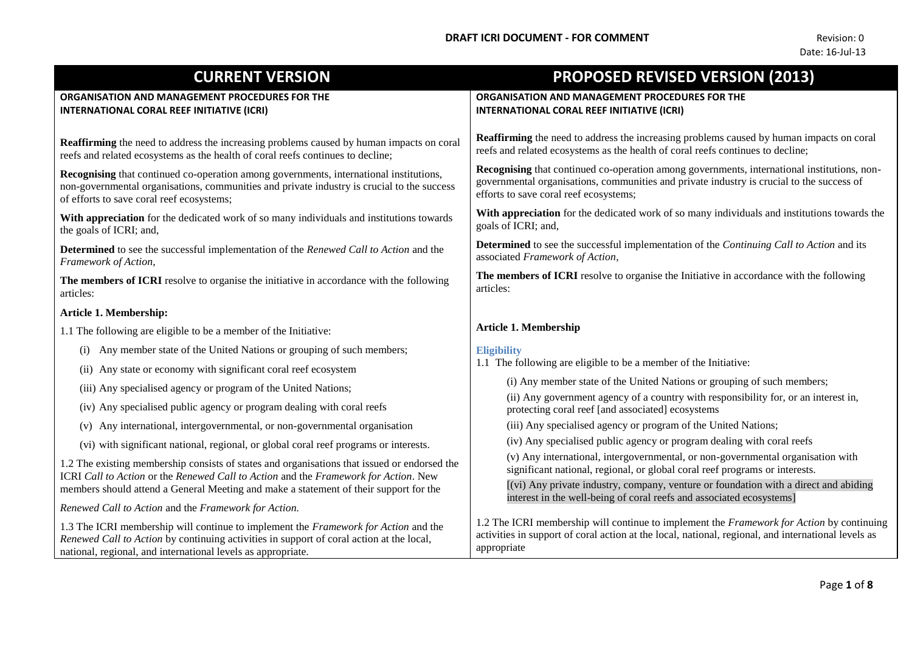**DRAFT ICRI DOCUMENT - FOR COMMENT**

Revision: 0
Date: 16-Jul-13

| CURRENT VERSION | PROPOSED REVISED VERSION (2013) |
| --- | --- |
| **ORGANISATION AND MANAGEMENT PROCEDURES FOR THE INTERNATIONAL CORAL REEF INITIATIVE (ICRI)** | **ORGANISATION AND MANAGEMENT PROCEDURES FOR THE INTERNATIONAL CORAL REEF INITIATIVE (ICRI)** |
| **Reaffirming** the need to address the increasing problems caused by human impacts on coral reefs and related ecosystems as the health of coral reefs continues to decline; | **Reaffirming** the need to address the increasing problems caused by human impacts on coral reefs and related ecosystems as the health of coral reefs continues to decline; |
| **Recognising** that continued co-operation among governments, international institutions, non-governmental organisations, communities and private industry is crucial to the success of efforts to save coral reef ecosystems; | **Recognising** that continued co-operation among governments, international institutions, non-governmental organisations, communities and private industry is crucial to the success of efforts to save coral reef ecosystems; |
| **With appreciation** for the dedicated work of so many individuals and institutions towards the goals of ICRI; and, | **With appreciation** for the dedicated work of so many individuals and institutions towards the goals of ICRI; and, |
| **Determined** to see the successful implementation of the *Renewed Call to Action* and the *Framework of Action*, | **Determined** to see the successful implementation of the *Continuing Call to Action* and its associated *Framework of Action*, |
| **The members of ICRI** resolve to organise the initiative in accordance with the following articles: | **The members of ICRI** resolve to organise the Initiative in accordance with the following articles: |
| **Article 1. Membership:** | **Article 1. Membership** |
| 1.1 The following are eligible to be a member of the Initiative:<br>(i) Any member state of the United Nations or grouping of such members;<br>(ii) Any state or economy with significant coral reef ecosystem<br>(iii) Any specialised agency or program of the United Nations;<br>(iv) Any specialised public agency or program dealing with coral reefs<br>(v) Any international, intergovernmental, or non-governmental organisation<br>(vi) with significant national, regional, or global coral reef programs or interests. | **Eligibility**<br>1.1 The following are eligible to be a member of the Initiative:<br>(i) Any member state of the United Nations or grouping of such members;<br>(ii) Any government agency of a country with responsibility for, or an interest in, protecting coral reef [and associated] ecosystems<br>(iii) Any specialised agency or program of the United Nations;<br>(iv) Any specialised public agency or program dealing with coral reefs<br>(v) Any international, intergovernmental, or non-governmental organisation with significant national, regional, or global coral reef programs or interests.<br>[(vi) Any private industry, company, venture or foundation with a direct and abiding interest in the well-being of coral reefs and associated ecosystems] |
| 1.2 The existing membership consists of states and organisations that issued or endorsed the ICRI *Call to Action* or the *Renewed Call to Action* and the *Framework for Action*. New members should attend a General Meeting and make a statement of their support for the *Renewed Call to Action* and the *Framework for Action.* | |
| 1.3 The ICRI membership will continue to implement the *Framework for Action* and the *Renewed Call to Action* by continuing activities in support of coral action at the local, national, regional, and international levels as appropriate. | 1.2 The ICRI membership will continue to implement the *Framework for Action* by continuing activities in support of coral action at the local, national, regional, and international levels as appropriate |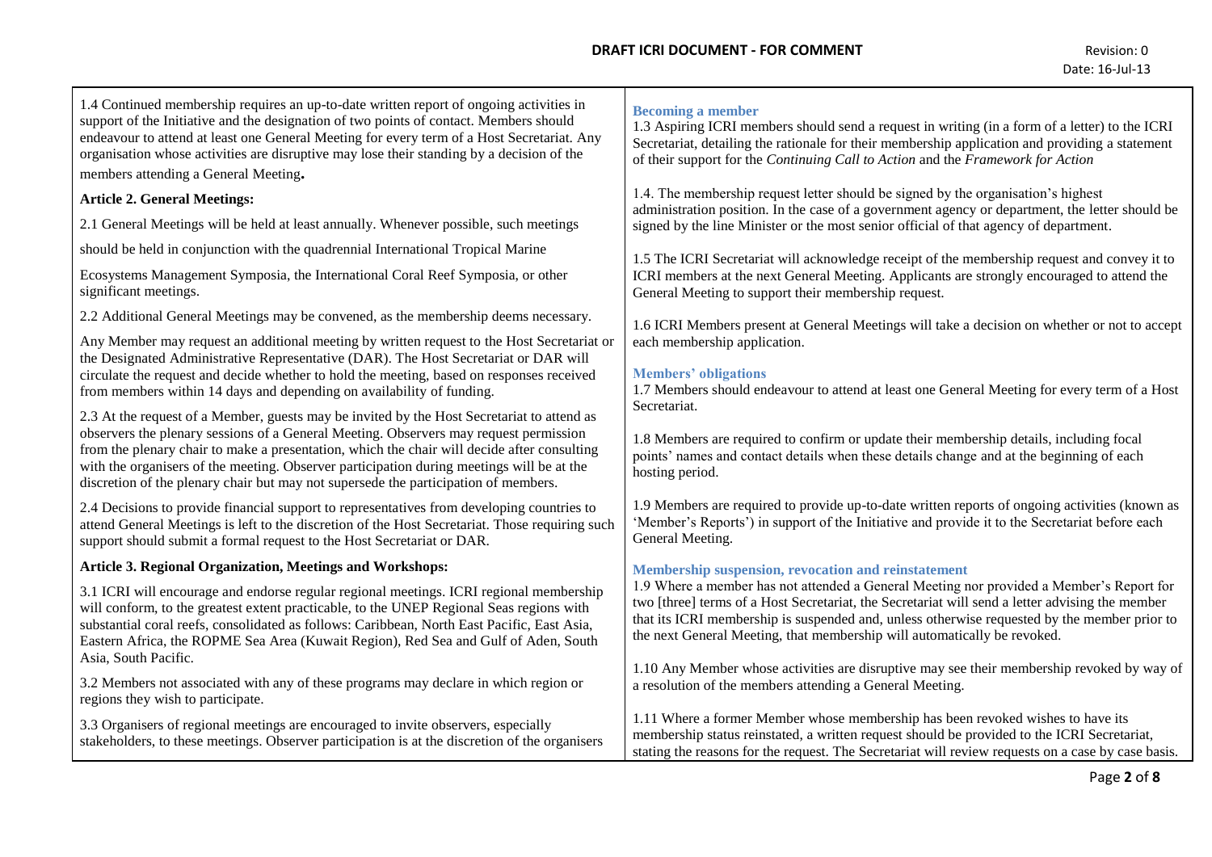1.4 Continued membership requires an up-to-date written report of ongoing activities in support of the Initiative and the designation of two points of contact. Members should endeavour to attend at least one General Meeting for every term of a Host Secretariat. Any organisation whose activities are disruptive may lose their standing by a decision of the members attending a General Meeting**.**

**Article 2. General Meetings:**

2.1 General Meetings will be held at least annually. Whenever possible, such meetings should be held in conjunction with the quadrennial International Tropical Marine Ecosystems Management Symposia, the International Coral Reef Symposia, or other significant meetings.

2.2 Additional General Meetings may be convened, as the membership deems necessary. Any Member may request an additional meeting by written request to the Host Secretariat or the Designated Administrative Representative (DAR). The Host Secretariat or DAR will circulate the request and decide whether to hold the meeting, based on responses received from members within 14 days and depending on availability of funding.

2.3 At the request of a Member, guests may be invited by the Host Secretariat to attend as observers the plenary sessions of a General Meeting. Observers may request permission from the plenary chair to make a presentation, which the chair will decide after consulting with the organisers of the meeting. Observer participation during meetings will be at the discretion of the plenary chair but may not supersede the participation of members.

2.4 Decisions to provide financial support to representatives from developing countries to attend General Meetings is left to the discretion of the Host Secretariat. Those requiring such support should submit a formal request to the Host Secretariat or DAR.

**Article 3. Regional Organization, Meetings and Workshops:**

3.1 ICRI will encourage and endorse regular regional meetings. ICRI regional membership will conform, to the greatest extent practicable, to the UNEP Regional Seas regions with substantial coral reefs, consolidated as follows: Caribbean, North East Pacific, East Asia, Eastern Africa, the ROPME Sea Area (Kuwait Region), Red Sea and Gulf of Aden, South Asia, South Pacific.

3.2 Members not associated with any of these programs may declare in which region or regions they wish to participate.

3.3 Organisers of regional meetings are encouraged to invite observers, especially stakeholders, to these meetings. Observer participation is at the discretion of the organisers

**Becoming a member**

1.3 Aspiring ICRI members should send a request in writing (in a form of a letter) to the ICRI Secretariat, detailing the rationale for their membership application and providing a statement of their support for the *Continuing Call to Action* and the *Framework for Action*

1.4. The membership request letter should be signed by the organisation's highest administration position. In the case of a government agency or department, the letter should be signed by the line Minister or the most senior official of that agency of department.

1.5 The ICRI Secretariat will acknowledge receipt of the membership request and convey it to ICRI members at the next General Meeting. Applicants are strongly encouraged to attend the General Meeting to support their membership request.

1.6 ICRI Members present at General Meetings will take a decision on whether or not to accept each membership application.

**Members' obligations**

1.7 Members should endeavour to attend at least one General Meeting for every term of a Host Secretariat.

1.8 Members are required to confirm or update their membership details, including focal points' names and contact details when these details change and at the beginning of each hosting period.

1.9 Members are required to provide up-to-date written reports of ongoing activities (known as 'Member's Reports') in support of the Initiative and provide it to the Secretariat before each General Meeting.

**Membership suspension, revocation and reinstatement**

1.9 Where a member has not attended a General Meeting nor provided a Member's Report for two [three] terms of a Host Secretariat, the Secretariat will send a letter advising the member that its ICRI membership is suspended and, unless otherwise requested by the member prior to the next General Meeting, that membership will automatically be revoked.

1.10 Any Member whose activities are disruptive may see their membership revoked by way of a resolution of the members attending a General Meeting.

1.11 Where a former Member whose membership has been revoked wishes to have its membership status reinstated, a written request should be provided to the ICRI Secretariat, stating the reasons for the request. The Secretariat will review requests on a case by case basis.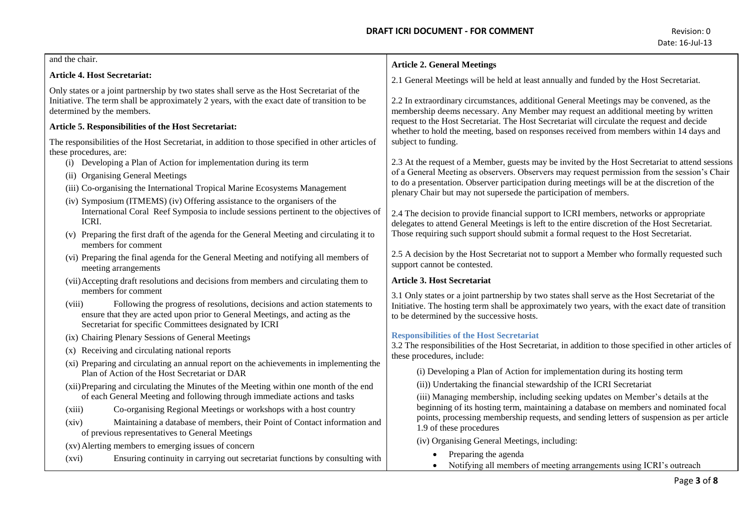and the chair.

**Article 4. Host Secretariat:**

Only states or a joint partnership by two states shall serve as the Host Secretariat of the Initiative. The term shall be approximately 2 years, with the exact date of transition to be determined by the members.

**Article 5. Responsibilities of the Host Secretariat:**

The responsibilities of the Host Secretariat, in addition to those specified in other articles of these procedures, are:

- (i) Developing a Plan of Action for implementation during its term
- (ii) Organising General Meetings
- (iii) Co-organising the International Tropical Marine Ecosystems Management
- (iv) Symposium (ITMEMS) (iv) Offering assistance to the organisers of the International Coral Reef Symposia to include sessions pertinent to the objectives of ICRI.
- (v) Preparing the first draft of the agenda for the General Meeting and circulating it to members for comment
- (vi) Preparing the final agenda for the General Meeting and notifying all members of meeting arrangements
- (vii) Accepting draft resolutions and decisions from members and circulating them to members for comment
- (viii) Following the progress of resolutions, decisions and action statements to ensure that they are acted upon prior to General Meetings, and acting as the Secretariat for specific Committees designated by ICRI
- (ix) Chairing Plenary Sessions of General Meetings
- (x) Receiving and circulating national reports
- (xi) Preparing and circulating an annual report on the achievements in implementing the Plan of Action of the Host Secretariat or DAR
- (xii) Preparing and circulating the Minutes of the Meeting within one month of the end of each General Meeting and following through immediate actions and tasks
- (xiii) Co-organising Regional Meetings or workshops with a host country
- (xiv) Maintaining a database of members, their Point of Contact information and of previous representatives to General Meetings
- (xv) Alerting members to emerging issues of concern
- (xvi) Ensuring continuity in carrying out secretariat functions by consulting with

**Article 2. General Meetings**

2.1 General Meetings will be held at least annually and funded by the Host Secretariat.

2.2 In extraordinary circumstances, additional General Meetings may be convened, as the membership deems necessary. Any Member may request an additional meeting by written request to the Host Secretariat. The Host Secretariat will circulate the request and decide whether to hold the meeting, based on responses received from members within 14 days and subject to funding.

2.3 At the request of a Member, guests may be invited by the Host Secretariat to attend sessions of a General Meeting as observers. Observers may request permission from the session's Chair to do a presentation. Observer participation during meetings will be at the discretion of the plenary Chair but may not supersede the participation of members.

2.4 The decision to provide financial support to ICRI members, networks or appropriate delegates to attend General Meetings is left to the entire discretion of the Host Secretariat. Those requiring such support should submit a formal request to the Host Secretariat.

2.5 A decision by the Host Secretariat not to support a Member who formally requested such support cannot be contested.

**Article 3. Host Secretariat**

3.1 Only states or a joint partnership by two states shall serve as the Host Secretariat of the Initiative. The hosting term shall be approximately two years, with the exact date of transition to be determined by the successive hosts.

**Responsibilities of the Host Secretariat**

3.2 The responsibilities of the Host Secretariat, in addition to those specified in other articles of these procedures, include:

(i) Developing a Plan of Action for implementation during its hosting term

(ii)) Undertaking the financial stewardship of the ICRI Secretariat

(iii) Managing membership, including seeking updates on Member's details at the beginning of its hosting term, maintaining a database on members and nominated focal points, processing membership requests, and sending letters of suspension as per article 1.9 of these procedures

(iv) Organising General Meetings, including:

- Preparing the agenda
- Notifying all members of meeting arrangements using ICRI's outreach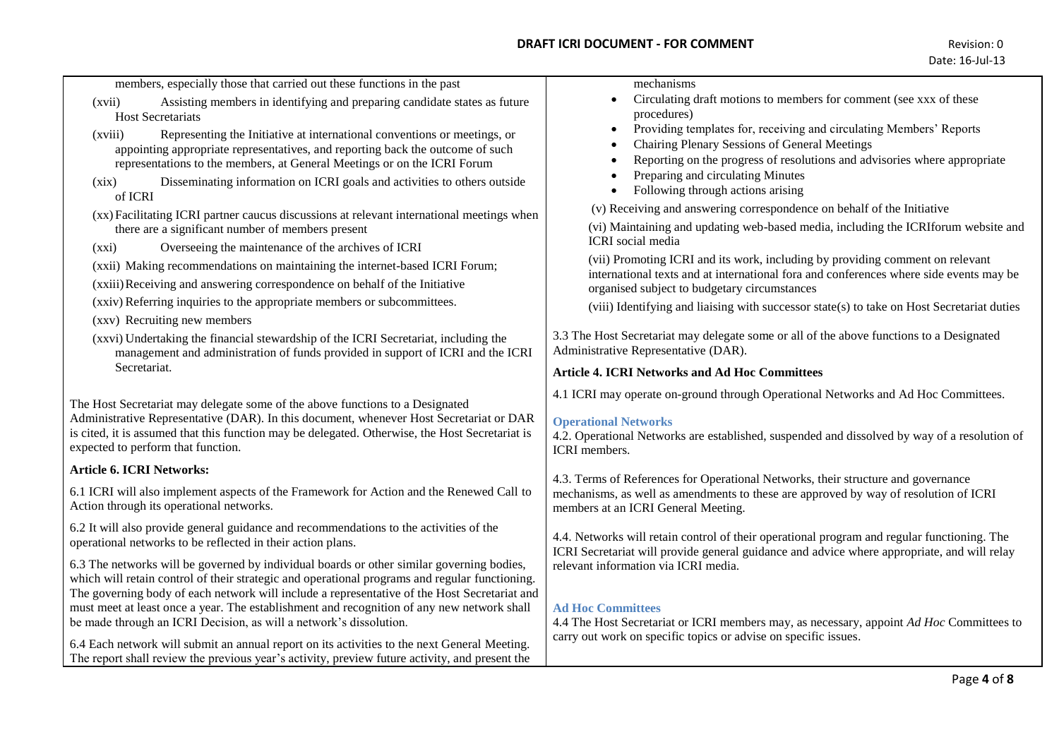members, especially those that carried out these functions in the past

(xvii) Assisting members in identifying and preparing candidate states as future Host Secretariats

(xviii) Representing the Initiative at international conventions or meetings, or appointing appropriate representatives, and reporting back the outcome of such representations to the members, at General Meetings or on the ICRI Forum

(xix) Disseminating information on ICRI goals and activities to others outside of ICRI

(xx) Facilitating ICRI partner caucus discussions at relevant international meetings when there are a significant number of members present

(xxi) Overseeing the maintenance of the archives of ICRI

(xxii) Making recommendations on maintaining the internet-based ICRI Forum;

(xxiii) Receiving and answering correspondence on behalf of the Initiative

(xxiv) Referring inquiries to the appropriate members or subcommittees.

(xxv) Recruiting new members

(xxvi) Undertaking the financial stewardship of the ICRI Secretariat, including the management and administration of funds provided in support of ICRI and the ICRI Secretariat.

The Host Secretariat may delegate some of the above functions to a Designated Administrative Representative (DAR). In this document, whenever Host Secretariat or DAR is cited, it is assumed that this function may be delegated. Otherwise, the Host Secretariat is expected to perform that function.

**Article 6. ICRI Networks:**

6.1 ICRI will also implement aspects of the Framework for Action and the Renewed Call to Action through its operational networks.

6.2 It will also provide general guidance and recommendations to the activities of the operational networks to be reflected in their action plans.

6.3 The networks will be governed by individual boards or other similar governing bodies, which will retain control of their strategic and operational programs and regular functioning. The governing body of each network will include a representative of the Host Secretariat and must meet at least once a year. The establishment and recognition of any new network shall be made through an ICRI Decision, as will a network's dissolution.

6.4 Each network will submit an annual report on its activities to the next General Meeting. The report shall review the previous year's activity, preview future activity, and present the

mechanisms

- Circulating draft motions to members for comment (see xxx of these procedures)
- Providing templates for, receiving and circulating Members' Reports
- Chairing Plenary Sessions of General Meetings
- Reporting on the progress of resolutions and advisories where appropriate
- Preparing and circulating Minutes
- Following through actions arising

(v) Receiving and answering correspondence on behalf of the Initiative

(vi) Maintaining and updating web-based media, including the ICRIforum website and ICRI social media

(vii) Promoting ICRI and its work, including by providing comment on relevant international texts and at international fora and conferences where side events may be organised subject to budgetary circumstances

(viii) Identifying and liaising with successor state(s) to take on Host Secretariat duties

3.3 The Host Secretariat may delegate some or all of the above functions to a Designated Administrative Representative (DAR).

**Article 4. ICRI Networks and Ad Hoc Committees**

4.1 ICRI may operate on-ground through Operational Networks and Ad Hoc Committees.

### Operational Networks

4.2. Operational Networks are established, suspended and dissolved by way of a resolution of ICRI members.

4.3. Terms of References for Operational Networks, their structure and governance mechanisms, as well as amendments to these are approved by way of resolution of ICRI members at an ICRI General Meeting.

4.4. Networks will retain control of their operational program and regular functioning. The ICRI Secretariat will provide general guidance and advice where appropriate, and will relay relevant information via ICRI media.

### Ad Hoc Committees

4.4 The Host Secretariat or ICRI members may, as necessary, appoint *Ad Hoc* Committees to carry out work on specific topics or advise on specific issues.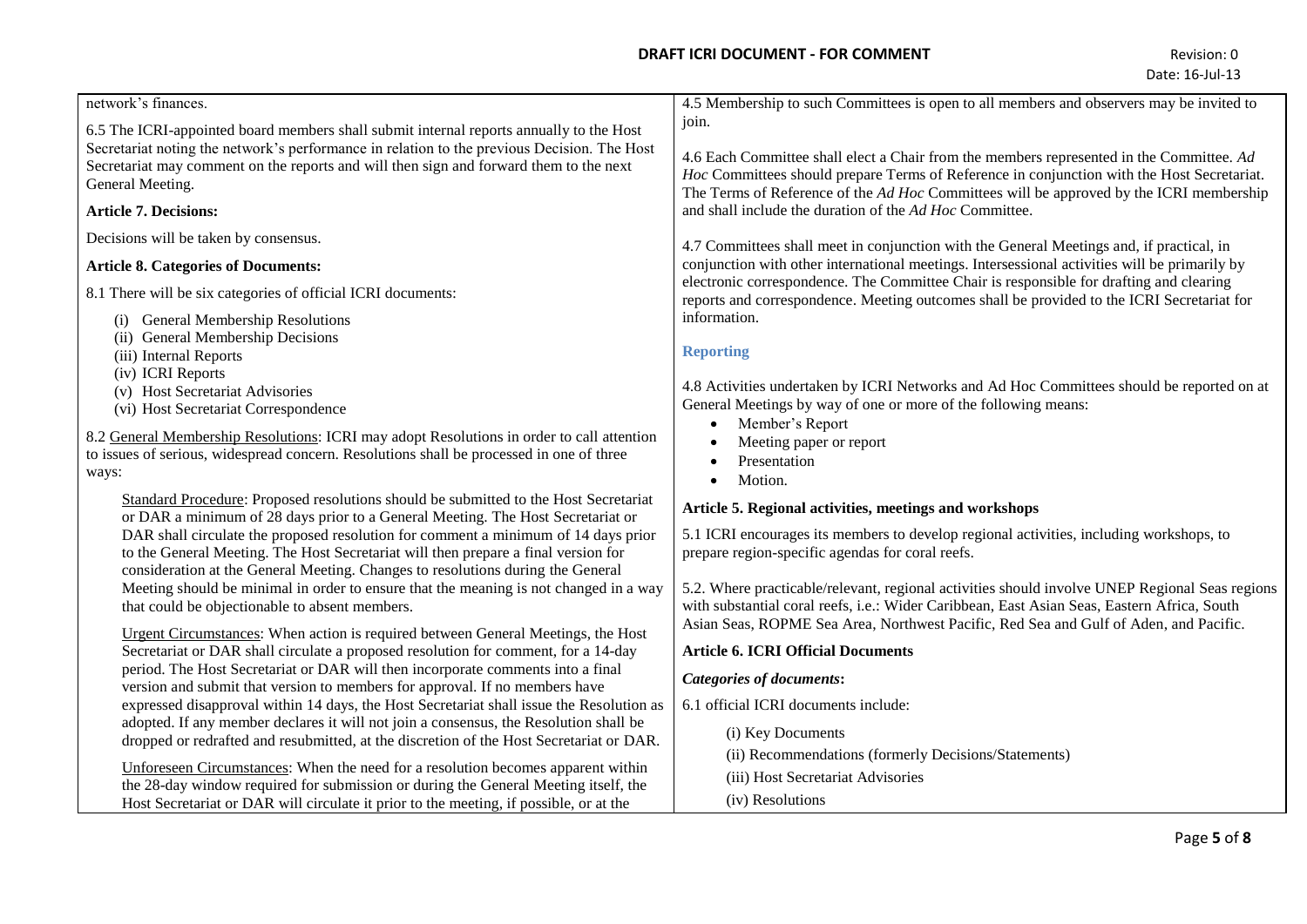network's finances.

6.5 The ICRI-appointed board members shall submit internal reports annually to the Host Secretariat noting the network's performance in relation to the previous Decision. The Host Secretariat may comment on the reports and will then sign and forward them to the next General Meeting.

**Article 7. Decisions:**

Decisions will be taken by consensus.

**Article 8. Categories of Documents:**

8.1 There will be six categories of official ICRI documents:

- (i) General Membership Resolutions
- (ii) General Membership Decisions
- (iii) Internal Reports
- (iv) ICRI Reports
- (v) Host Secretariat Advisories
- (vi) Host Secretariat Correspondence

8.2 General Membership Resolutions: ICRI may adopt Resolutions in order to call attention to issues of serious, widespread concern. Resolutions shall be processed in one of three ways:

Standard Procedure: Proposed resolutions should be submitted to the Host Secretariat or DAR a minimum of 28 days prior to a General Meeting. The Host Secretariat or DAR shall circulate the proposed resolution for comment a minimum of 14 days prior to the General Meeting. The Host Secretariat will then prepare a final version for consideration at the General Meeting. Changes to resolutions during the General Meeting should be minimal in order to ensure that the meaning is not changed in a way that could be objectionable to absent members.

Urgent Circumstances: When action is required between General Meetings, the Host Secretariat or DAR shall circulate a proposed resolution for comment, for a 14-day period. The Host Secretariat or DAR will then incorporate comments into a final version and submit that version to members for approval. If no members have expressed disapproval within 14 days, the Host Secretariat shall issue the Resolution as adopted. If any member declares it will not join a consensus, the Resolution shall be dropped or redrafted and resubmitted, at the discretion of the Host Secretariat or DAR.

Unforeseen Circumstances: When the need for a resolution becomes apparent within the 28-day window required for submission or during the General Meeting itself, the Host Secretariat or DAR will circulate it prior to the meeting, if possible, or at the

4.5 Membership to such Committees is open to all members and observers may be invited to join.

4.6 Each Committee shall elect a Chair from the members represented in the Committee. *Ad Hoc* Committees should prepare Terms of Reference in conjunction with the Host Secretariat. The Terms of Reference of the *Ad Hoc* Committees will be approved by the ICRI membership and shall include the duration of the *Ad Hoc* Committee.

4.7 Committees shall meet in conjunction with the General Meetings and, if practical, in conjunction with other international meetings. Intersessional activities will be primarily by electronic correspondence. The Committee Chair is responsible for drafting and clearing reports and correspondence. Meeting outcomes shall be provided to the ICRI Secretariat for information.

### Reporting

4.8 Activities undertaken by ICRI Networks and Ad Hoc Committees should be reported on at General Meetings by way of one or more of the following means:

- Member's Report
- Meeting paper or report
- Presentation
- Motion.

**Article 5. Regional activities, meetings and workshops**

5.1 ICRI encourages its members to develop regional activities, including workshops, to prepare region-specific agendas for coral reefs.

5.2. Where practicable/relevant, regional activities should involve UNEP Regional Seas regions with substantial coral reefs, i.e.: Wider Caribbean, East Asian Seas, Eastern Africa, South Asian Seas, ROPME Sea Area, Northwest Pacific, Red Sea and Gulf of Aden, and Pacific.

**Article 6. ICRI Official Documents**

***Categories of documents*:**

6.1 official ICRI documents include:

(i) Key Documents

(ii) Recommendations (formerly Decisions/Statements)

(iii) Host Secretariat Advisories

(iv) Resolutions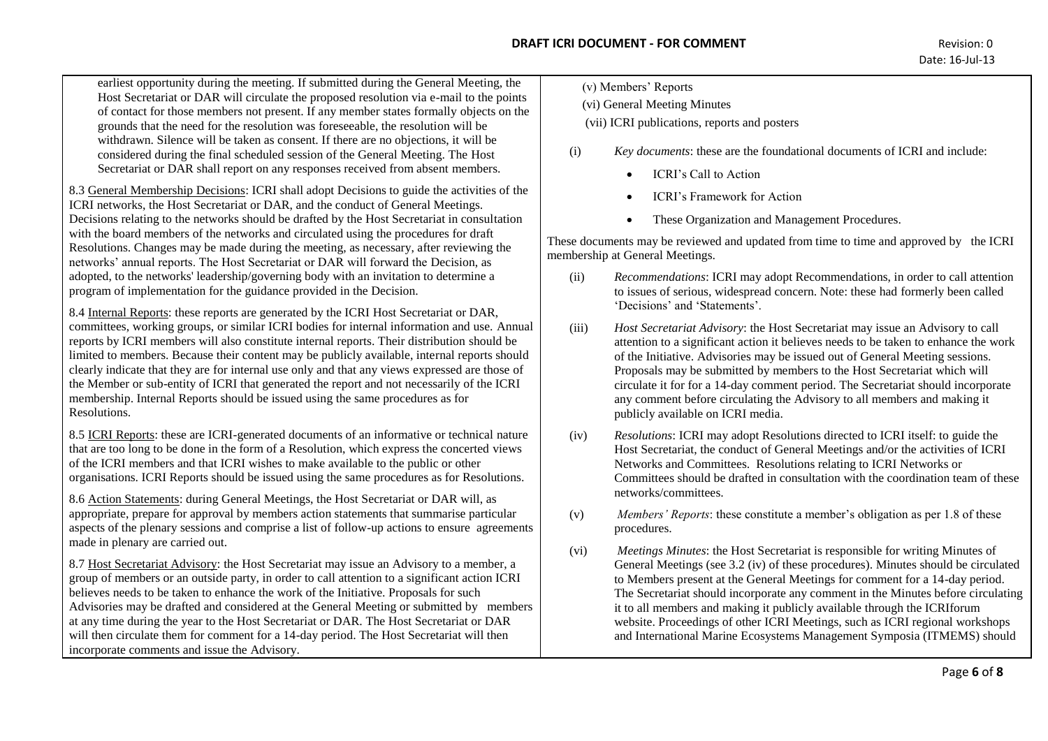earliest opportunity during the meeting. If submitted during the General Meeting, the Host Secretariat or DAR will circulate the proposed resolution via e-mail to the points of contact for those members not present. If any member states formally objects on the grounds that the need for the resolution was foreseeable, the resolution will be withdrawn. Silence will be taken as consent. If there are no objections, it will be considered during the final scheduled session of the General Meeting. The Host Secretariat or DAR shall report on any responses received from absent members.

8.3 General Membership Decisions: ICRI shall adopt Decisions to guide the activities of the ICRI networks, the Host Secretariat or DAR, and the conduct of General Meetings. Decisions relating to the networks should be drafted by the Host Secretariat in consultation with the board members of the networks and circulated using the procedures for draft Resolutions. Changes may be made during the meeting, as necessary, after reviewing the networks' annual reports. The Host Secretariat or DAR will forward the Decision, as adopted, to the networks' leadership/governing body with an invitation to determine a program of implementation for the guidance provided in the Decision.

8.4 Internal Reports: these reports are generated by the ICRI Host Secretariat or DAR, committees, working groups, or similar ICRI bodies for internal information and use. Annual reports by ICRI members will also constitute internal reports. Their distribution should be limited to members. Because their content may be publicly available, internal reports should clearly indicate that they are for internal use only and that any views expressed are those of the Member or sub-entity of ICRI that generated the report and not necessarily of the ICRI membership. Internal Reports should be issued using the same procedures as for Resolutions.

8.5 ICRI Reports: these are ICRI-generated documents of an informative or technical nature that are too long to be done in the form of a Resolution, which express the concerted views of the ICRI members and that ICRI wishes to make available to the public or other organisations. ICRI Reports should be issued using the same procedures as for Resolutions.

8.6 Action Statements: during General Meetings, the Host Secretariat or DAR will, as appropriate, prepare for approval by members action statements that summarise particular aspects of the plenary sessions and comprise a list of follow-up actions to ensure agreements made in plenary are carried out.

8.7 Host Secretariat Advisory: the Host Secretariat may issue an Advisory to a member, a group of members or an outside party, in order to call attention to a significant action ICRI believes needs to be taken to enhance the work of the Initiative. Proposals for such Advisories may be drafted and considered at the General Meeting or submitted by members at any time during the year to the Host Secretariat or DAR. The Host Secretariat or DAR will then circulate them for comment for a 14-day period. The Host Secretariat will then incorporate comments and issue the Advisory.

(v) Members' Reports

(vi) General Meeting Minutes

(vii) ICRI publications, reports and posters

(i) *Key documents*: these are the foundational documents of ICRI and include:

- ICRI's Call to Action
- ICRI's Framework for Action
- These Organization and Management Procedures.

These documents may be reviewed and updated from time to time and approved by the ICRI membership at General Meetings.

(ii) *Recommendations*: ICRI may adopt Recommendations, in order to call attention to issues of serious, widespread concern. Note: these had formerly been called 'Decisions' and 'Statements'.

(iii) *Host Secretariat Advisory*: the Host Secretariat may issue an Advisory to call attention to a significant action it believes needs to be taken to enhance the work of the Initiative. Advisories may be issued out of General Meeting sessions. Proposals may be submitted by members to the Host Secretariat which will circulate it for for a 14-day comment period. The Secretariat should incorporate any comment before circulating the Advisory to all members and making it publicly available on ICRI media.

(iv) *Resolutions*: ICRI may adopt Resolutions directed to ICRI itself: to guide the Host Secretariat, the conduct of General Meetings and/or the activities of ICRI Networks and Committees. Resolutions relating to ICRI Networks or Committees should be drafted in consultation with the coordination team of these networks/committees.

(v) *Members' Reports*: these constitute a member's obligation as per 1.8 of these procedures.

(vi) *Meetings Minutes*: the Host Secretariat is responsible for writing Minutes of General Meetings (see 3.2 (iv) of these procedures). Minutes should be circulated to Members present at the General Meetings for comment for a 14-day period. The Secretariat should incorporate any comment in the Minutes before circulating it to all members and making it publicly available through the ICRIforum website. Proceedings of other ICRI Meetings, such as ICRI regional workshops and International Marine Ecosystems Management Symposia (ITMEMS) should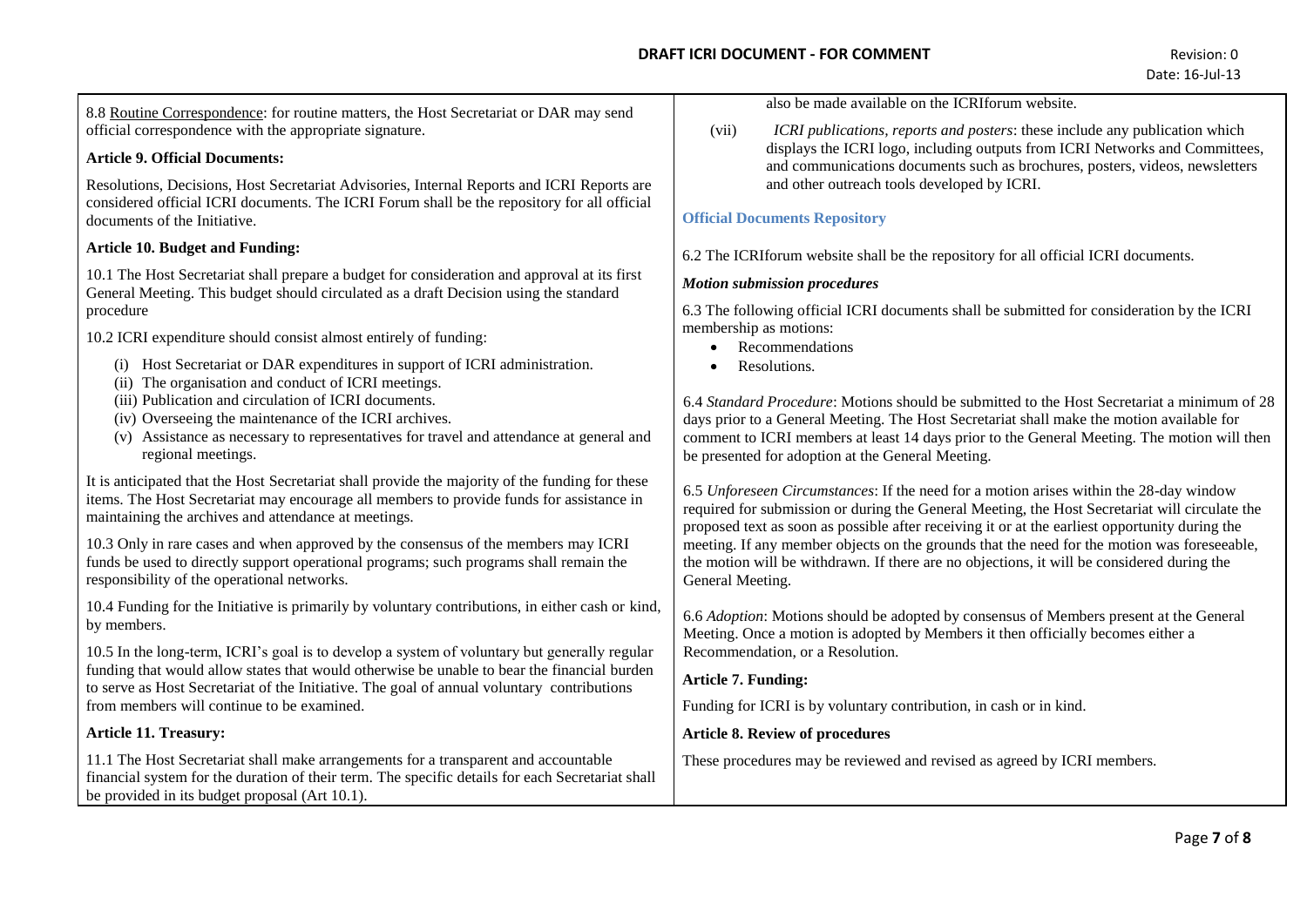8.8 Routine Correspondence: for routine matters, the Host Secretariat or DAR may send official correspondence with the appropriate signature.

**Article 9. Official Documents:**

Resolutions, Decisions, Host Secretariat Advisories, Internal Reports and ICRI Reports are considered official ICRI documents. The ICRI Forum shall be the repository for all official documents of the Initiative.

**Article 10. Budget and Funding:**

10.1 The Host Secretariat shall prepare a budget for consideration and approval at its first General Meeting. This budget should circulated as a draft Decision using the standard procedure

10.2 ICRI expenditure should consist almost entirely of funding:

(i) Host Secretariat or DAR expenditures in support of ICRI administration.
(ii) The organisation and conduct of ICRI meetings.
(iii) Publication and circulation of ICRI documents.
(iv) Overseeing the maintenance of the ICRI archives.
(v) Assistance as necessary to representatives for travel and attendance at general and regional meetings.

It is anticipated that the Host Secretariat shall provide the majority of the funding for these items. The Host Secretariat may encourage all members to provide funds for assistance in maintaining the archives and attendance at meetings.

10.3 Only in rare cases and when approved by the consensus of the members may ICRI funds be used to directly support operational programs; such programs shall remain the responsibility of the operational networks.

10.4 Funding for the Initiative is primarily by voluntary contributions, in either cash or kind, by members.

10.5 In the long-term, ICRI's goal is to develop a system of voluntary but generally regular funding that would allow states that would otherwise be unable to bear the financial burden to serve as Host Secretariat of the Initiative. The goal of annual voluntary contributions from members will continue to be examined.

**Article 11. Treasury:**

11.1 The Host Secretariat shall make arrangements for a transparent and accountable financial system for the duration of their term. The specific details for each Secretariat shall be provided in its budget proposal (Art 10.1).

also be made available on the ICRIforum website.

(vii) *ICRI publications, reports and posters*: these include any publication which displays the ICRI logo, including outputs from ICRI Networks and Committees, and communications documents such as brochures, posters, videos, newsletters and other outreach tools developed by ICRI.

**Official Documents Repository**

6.2 The ICRIforum website shall be the repository for all official ICRI documents.

***Motion submission procedures***

6.3 The following official ICRI documents shall be submitted for consideration by the ICRI membership as motions:

- Recommendations
- Resolutions.

6.4 *Standard Procedure*: Motions should be submitted to the Host Secretariat a minimum of 28 days prior to a General Meeting. The Host Secretariat shall make the motion available for comment to ICRI members at least 14 days prior to the General Meeting. The motion will then be presented for adoption at the General Meeting.

6.5 *Unforeseen Circumstances*: If the need for a motion arises within the 28-day window required for submission or during the General Meeting, the Host Secretariat will circulate the proposed text as soon as possible after receiving it or at the earliest opportunity during the meeting. If any member objects on the grounds that the need for the motion was foreseeable, the motion will be withdrawn. If there are no objections, it will be considered during the General Meeting.

6.6 *Adoption*: Motions should be adopted by consensus of Members present at the General Meeting. Once a motion is adopted by Members it then officially becomes either a Recommendation, or a Resolution.

**Article 7. Funding:**

Funding for ICRI is by voluntary contribution, in cash or in kind.

**Article 8. Review of procedures**

These procedures may be reviewed and revised as agreed by ICRI members.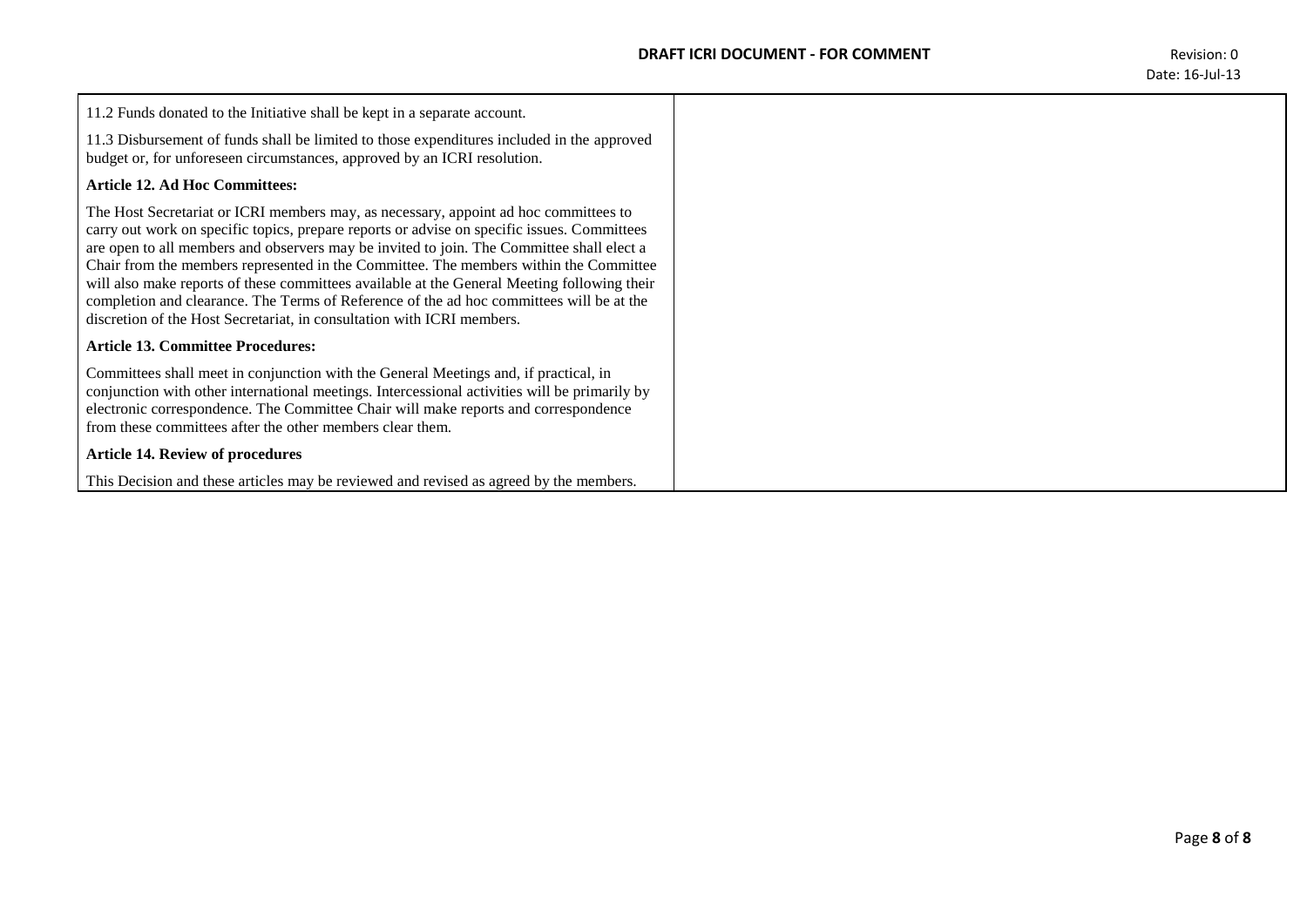11.2 Funds donated to the Initiative shall be kept in a separate account.

11.3 Disbursement of funds shall be limited to those expenditures included in the approved budget or, for unforeseen circumstances, approved by an ICRI resolution.

**Article 12. Ad Hoc Committees:**

The Host Secretariat or ICRI members may, as necessary, appoint ad hoc committees to carry out work on specific topics, prepare reports or advise on specific issues. Committees are open to all members and observers may be invited to join. The Committee shall elect a Chair from the members represented in the Committee. The members within the Committee will also make reports of these committees available at the General Meeting following their completion and clearance. The Terms of Reference of the ad hoc committees will be at the discretion of the Host Secretariat, in consultation with ICRI members.

**Article 13. Committee Procedures:**

Committees shall meet in conjunction with the General Meetings and, if practical, in conjunction with other international meetings. Intercessional activities will be primarily by electronic correspondence. The Committee Chair will make reports and correspondence from these committees after the other members clear them.

**Article 14. Review of procedures**

This Decision and these articles may be reviewed and revised as agreed by the members.